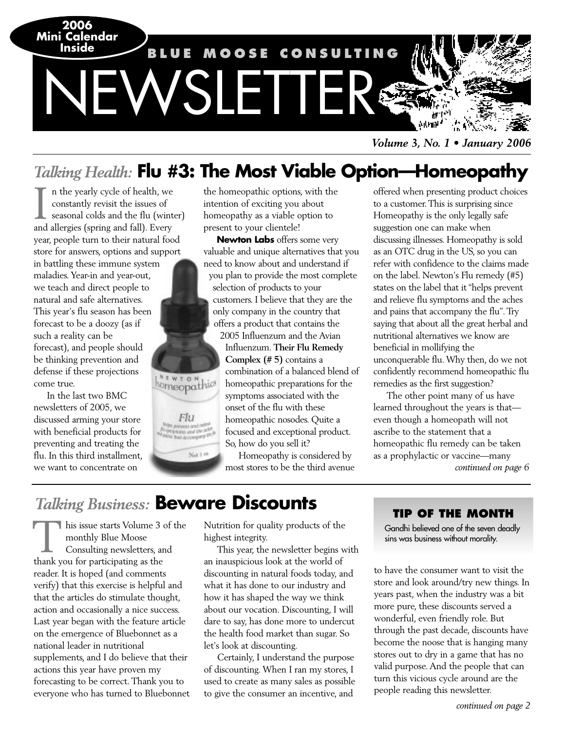2006 Mini Calendar Inside

# BLUE MOOSE CONSULTING NEWSLETTER

*Volume 3, No. 1 • January 2006*

## *Talking Health:* Flu #3: The Most Viable Option—Homeopathy

In the yearly cycle of health, we constantly revisit the issues of seasonal colds and the flu (winter) and allergies (spring and fall). Every year, people turn to their natural food store for answers, options and support in battling these immune system maladies. Year-in and year-out, we teach and direct people to natural and safe alternatives. This year's flu season has been forecast to be a doozy (as if such a reality can be forecast), and people should be thinking prevention and defense if these projections come true.

In the last two BMC newsletters of 2005, we discussed arming your store with beneficial products for preventing and treating the flu. In this third installment, we want to concentrate on the homeopathic options, with the intention of exciting you about homeopathy as a viable option to present to your clientele!

**Newton Labs** offers some very valuable and unique alternatives that you need to know about and understand if you plan to provide the most complete selection of products to your customers. I believe that they are the only company in the country that offers a product that contains the 2005 Influenzum and the Avian Influenzum. **Their Flu Remedy Complex (# 5)** contains a combination of a balanced blend of homeopathic preparations for the symptoms associated with the onset of the flu with these homeopathic nosodes. Quite a focused and exceptional product. So, how do you sell it?

Homeopathy is considered by most stores to be the third avenue offered when presenting product choices to a customer. This is surprising since Homeopathy is the only legally safe suggestion one can make when discussing illnesses. Homeopathy is sold as an OTC drug in the US, so you can refer with confidence to the claims made on the label. Newton's Flu remedy (#5) states on the label that it "helps prevent and relieve flu symptoms and the aches and pains that accompany the flu". Try saying that about all the great herbal and nutritional alternatives we know are beneficial in mollifying the unconquerable flu. Why then, do we not confidently recommend homeopathic flu remedies as the first suggestion?

The other point many of us have learned throughout the years is that—even though a homeopath will not ascribe to the statement that a homeopathic flu remedy can be taken as a prophylactic or vaccine—many

*continued on page 6*

## *Talking Business:* Beware Discounts

This issue starts Volume 3 of the monthly Blue Moose Consulting newsletters, and thank you for participating as the reader. It is hoped (and comments verify) that this exercise is helpful and that the articles do stimulate thought, action and occasionally a nice success. Last year began with the feature article on the emergence of Bluebonnet as a national leader in nutritional supplements, and I do believe that their actions this year have proven my forecasting to be correct. Thank you to everyone who has turned to Bluebonnet Nutrition for quality products of the highest integrity.

This year, the newsletter begins with an inauspicious look at the world of discounting in natural foods today, and what it has done to our industry and how it has shaped the way we think about our vocation. Discounting, I will dare to say, has done more to undercut the health food market than sugar. So let's look at discounting.

Certainly, I understand the purpose of discounting. When I ran my stores, I used to create as many sales as possible to give the consumer an incentive, and to have the consumer want to visit the store and look around/try new things. In years past, when the industry was a bit more pure, these discounts served a wonderful, even friendly role. But through the past decade, discounts have become the noose that is hanging many stores out to dry in a game that has no valid purpose. And the people that can turn this vicious cycle around are the people reading this newsletter.

*continued on page 2*

### TIP OF THE MONTH

Gandhi believed one of the seven deadly sins was business without morality.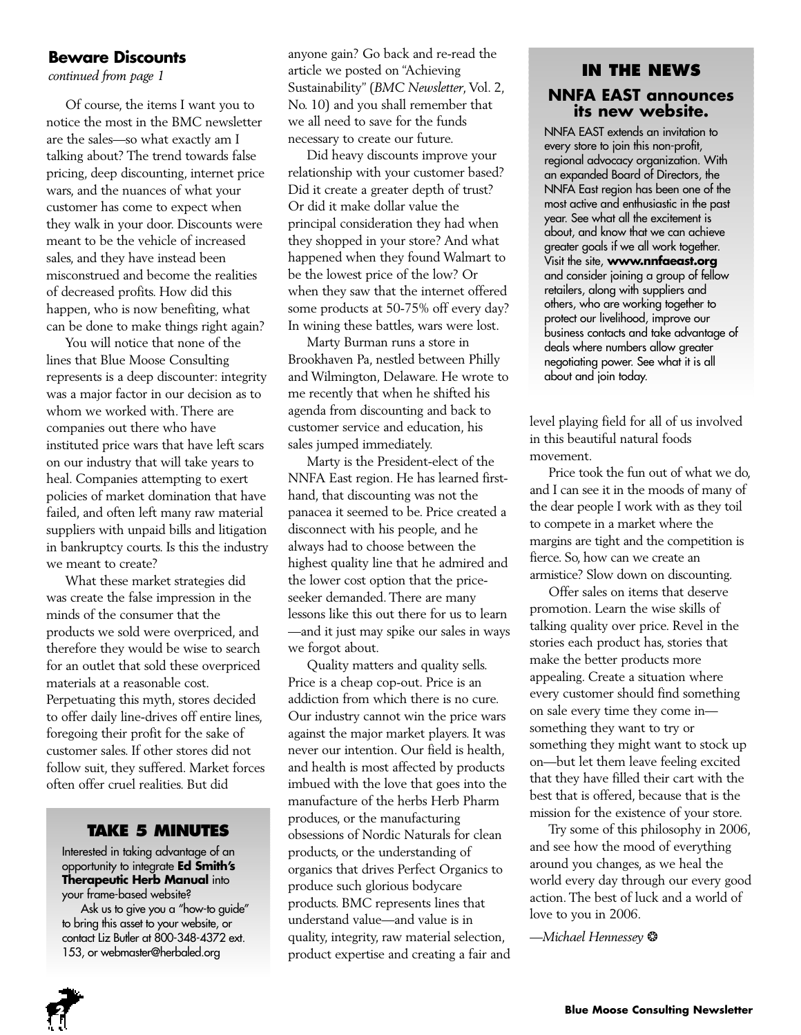## Beware Discounts

*continued from page 1*

Of course, the items I want you to notice the most in the BMC newsletter are the sales—so what exactly am I talking about? The trend towards false pricing, deep discounting, internet price wars, and the nuances of what your customer has come to expect when they walk in your door. Discounts were meant to be the vehicle of increased sales, and they have instead been misconstrued and become the realities of decreased profits. How did this happen, who is now benefiting, what can be done to make things right again?

You will notice that none of the lines that Blue Moose Consulting represents is a deep discounter: integrity was a major factor in our decision as to whom we worked with. There are companies out there who have instituted price wars that have left scars on our industry that will take years to heal. Companies attempting to exert policies of market domination that have failed, and often left many raw material suppliers with unpaid bills and litigation in bankruptcy courts. Is this the industry we meant to create?

What these market strategies did was create the false impression in the minds of the consumer that the products we sold were overpriced, and therefore they would be wise to search for an outlet that sold these overpriced materials at a reasonable cost. Perpetuating this myth, stores decided to offer daily line-drives off entire lines, foregoing their profit for the sake of customer sales. If other stores did not follow suit, they suffered. Market forces often offer cruel realities. But did anyone gain? Go back and re-read the article we posted on "Achieving Sustainability" (*BMC Newsletter*, Vol. 2, No. 10) and you shall remember that we all need to save for the funds necessary to create our future.

Did heavy discounts improve your relationship with your customer based? Did it create a greater depth of trust? Or did it make dollar value the principal consideration they had when they shopped in your store? And what happened when they found Walmart to be the lowest price of the low? Or when they saw that the internet offered some products at 50-75% off every day? In wining these battles, wars were lost.

Marty Burman runs a store in Brookhaven Pa, nestled between Philly and Wilmington, Delaware. He wrote to me recently that when he shifted his agenda from discounting and back to customer service and education, his sales jumped immediately.

Marty is the President-elect of the NNFA East region. He has learned first-hand, that discounting was not the panacea it seemed to be. Price created a disconnect with his people, and he always had to choose between the highest quality line that he admired and the lower cost option that the price-seeker demanded. There are many lessons like this out there for us to learn—and it just may spike our sales in ways we forgot about.

Quality matters and quality sells. Price is a cheap cop-out. Price is an addiction from which there is no cure. Our industry cannot win the price wars against the major market players. It was never our intention. Our field is health, and health is most affected by products imbued with the love that goes into the manufacture of the herbs Herb Pharm produces, or the manufacturing obsessions of Nordic Naturals for clean products, or the understanding of organics that drives Perfect Organics to produce such glorious bodycare products. BMC represents lines that understand value—and value is in quality, integrity, raw material selection, product expertise and creating a fair and level playing field for all of us involved in this beautiful natural foods movement.

Price took the fun out of what we do, and I can see it in the moods of many of the dear people I work with as they toil to compete in a market where the margins are tight and the competition is fierce. So, how can we create an armistice? Slow down on discounting.

Offer sales on items that deserve promotion. Learn the wise skills of talking quality over price. Revel in the stories each product has, stories that make the better products more appealing. Create a situation where every customer should find something on sale every time they come in—something they want to try or something they might want to stock up on—but let them leave feeling excited that they have filled their cart with the best that is offered, because that is the mission for the existence of your store.

Try some of this philosophy in 2006, and see how the mood of everything around you changes, as we heal the world every day through our every good action. The best of luck and a world of love to you in 2006.

*—Michael Hennessey* ❂

### TAKE 5 MINUTES

Interested in taking advantage of an opportunity to integrate **Ed Smith's Therapeutic Herb Manual** into your frame-based website?

Ask us to give you a "how-to guide" to bring this asset to your website, or contact Liz Butler at 800-348-4372 ext. 153, or webmaster@herbaled.org

### IN THE NEWS

### NNFA EAST announces its new website.

NNFA EAST extends an invitation to every store to join this non-profit, regional advocacy organization. With an expanded Board of Directors, the NNFA East region has been one of the most active and enthusiastic in the past year. See what all the excitement is about, and know that we can achieve greater goals if we all work together. Visit the site, **www.nnfaeast.org** and consider joining a group of fellow retailers, along with suppliers and others, who are working together to protect our livelihood, improve our business contacts and take advantage of deals where numbers allow greater negotiating power. See what it is all about and join today.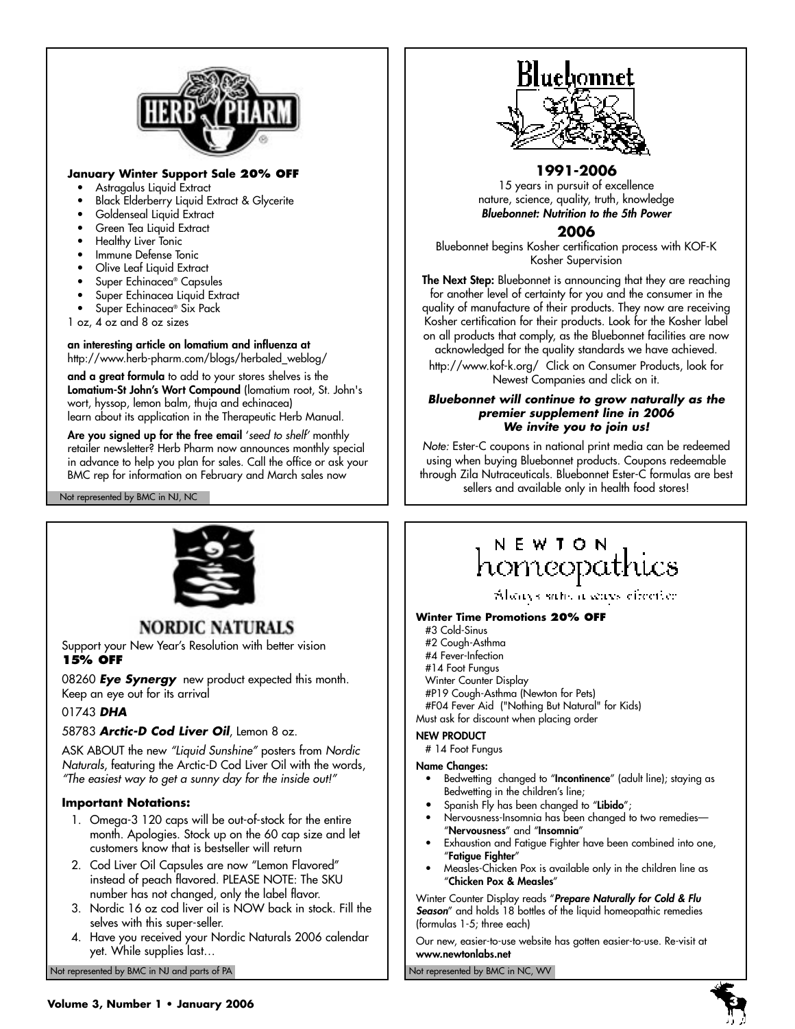## HERB PHARM

**January Winter Support Sale 20% OFF**

- Astragalus Liquid Extract
- Black Elderberry Liquid Extract & Glycerite
- Goldenseal Liquid Extract
- Green Tea Liquid Extract
- Healthy Liver Tonic
- Immune Defense Tonic
- Olive Leaf Liquid Extract
- Super Echinacea® Capsules
- Super Echinacea Liquid Extract
- Super Echinacea® Six Pack

1 oz, 4 oz and 8 oz sizes

**an interesting article on lomatium and influenza at** http://www.herb-pharm.com/blogs/herbaled_weblog/

**and a great formula** to add to your stores shelves is the **Lomatium-St John's Wort Compound** (lomatium root, St. John's wort, hyssop, lemon balm, thuja and echinacea) learn about its application in the Therapeutic Herb Manual.

**Are you signed up for the free email** '*seed to shelf*' monthly retailer newsletter? Herb Pharm now announces monthly special in advance to help you plan for sales. Call the office or ask your BMC rep for information on February and March sales now

Not represented by BMC in NJ, NC

## Bluebonnet

**1991-2006**

15 years in pursuit of excellence
nature, science, quality, truth, knowledge
***Bluebonnet: Nutrition to the 5th Power***

**2006**

Bluebonnet begins Kosher certification process with KOF-K Kosher Supervision

**The Next Step:** Bluebonnet is announcing that they are reaching for another level of certainty for you and the consumer in the quality of manufacture of their products. They now are receiving Kosher certification for their products. Look for the Kosher label on all products that comply, as the Bluebonnet facilities are now acknowledged for the quality standards we have achieved.

http://www.kof-k.org/ Click on Consumer Products, look for Newest Companies and click on it.

***Bluebonnet will continue to grow naturally as the premier supplement line in 2006 We invite you to join us!***

*Note:* Ester-C coupons in national print media can be redeemed using when buying Bluebonnet products. Coupons redeemable through Zila Nutraceuticals. Bluebonnet Ester-C formulas are best sellers and available only in health food stores!

## NORDIC NATURALS

Support your New Year's Resolution with better vision
**15% OFF**

08260 ***Eye Synergy*** new product expected this month. Keep an eye out for its arrival

01743 ***DHA***

58783 ***Arctic-D Cod Liver Oil***, Lemon 8 oz.

ASK ABOUT the new *"Liquid Sunshine"* posters from *Nordic Naturals*, featuring the Arctic-D Cod Liver Oil with the words, *"The easiest way to get a sunny day for the inside out!"*

**Important Notations:**

1. Omega-3 120 caps will be out-of-stock for the entire month. Apologies. Stock up on the 60 cap size and let customers know that is bestseller will return
2. Cod Liver Oil Capsules are now "Lemon Flavored" instead of peach flavored. PLEASE NOTE: The SKU number has not changed, only the label flavor.
3. Nordic 16 oz cod liver oil is NOW back in stock. Fill the selves with this super-seller.
4. Have you received your Nordic Naturals 2006 calendar yet. While supplies last…

Not represented by BMC in NJ and parts of PA

## NEWTON homeopathics

Always safe, always effective

**Winter Time Promotions 20% OFF**

#3 Cold-Sinus
#2 Cough-Asthma
#4 Fever-Infection
#14 Foot Fungus
Winter Counter Display
#P19 Cough-Asthma (Newton for Pets)
#F04 Fever Aid ("Nothing But Natural" for Kids)
Must ask for discount when placing order

**NEW PRODUCT**

# 14 Foot Fungus

**Name Changes:**

- Bedwetting changed to "**Incontinence**" (adult line); staying as Bedwetting in the children's line;
- Spanish Fly has been changed to "**Libido**";
- Nervousness-Insomnia has been changed to two remedies—"**Nervousness**" and "**Insomnia**"
- Exhaustion and Fatigue Fighter have been combined into one, "**Fatigue Fighter**"
- Measles-Chicken Pox is available only in the children line as "**Chicken Pox & Measles**"

Winter Counter Display reads "***Prepare Naturally for Cold & Flu Season***" and holds 18 bottles of the liquid homeopathic remedies (formulas 1-5; three each)

Our new, easier-to-use website has gotten easier-to-use. Re-visit at **www.newtonlabs.net**

Not represented by BMC in NC, WV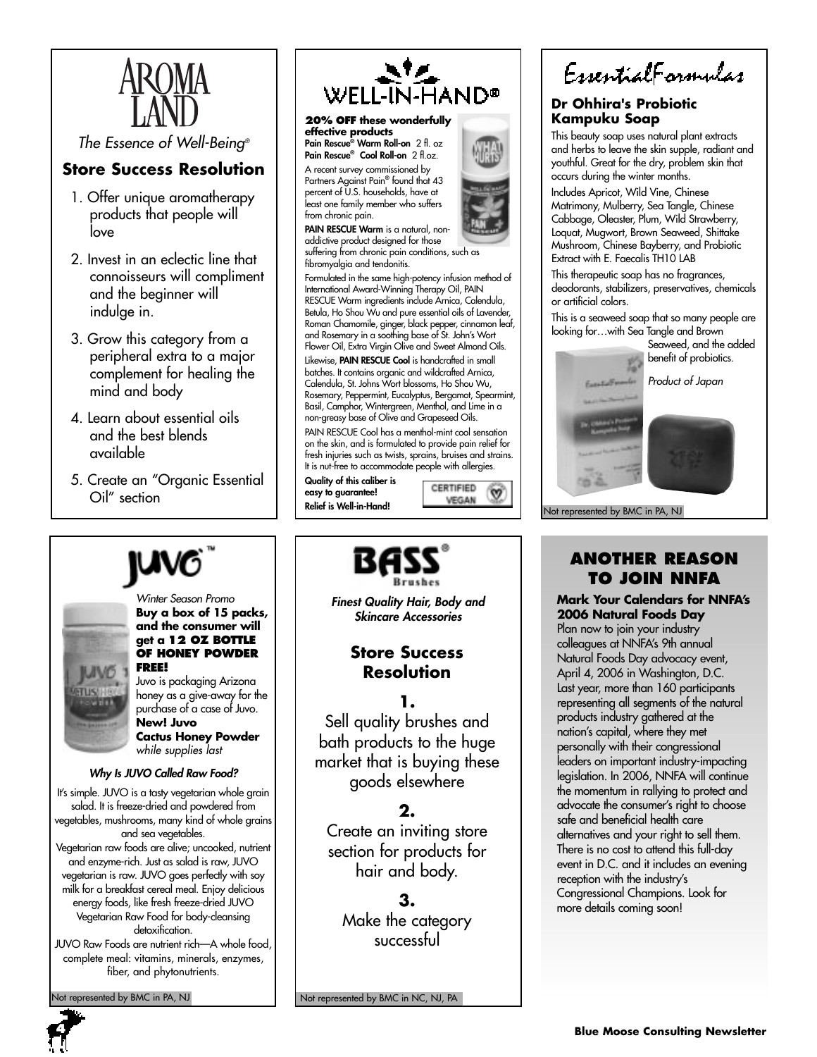## AROMA LAND

*The Essence of Well-Being®*

### Store Success Resolution

1. Offer unique aromatherapy products that people will love
2. Invest in an eclectic line that connoisseurs will compliment and the beginner will indulge in.
3. Grow this category from a peripheral extra to a major complement for healing the mind and body
4. Learn about essential oils and the best blends available
5. Create an "Organic Essential Oil" section

## WELL-IN-HAND®

**20% OFF these wonderfully effective products**
**Pain Rescue® Warm Roll-on** 2 fl. oz
**Pain Rescue® Cool Roll-on** 2 fl.oz.

A recent survey commissioned by Partners Against Pain® found that 43 percent of U.S. households, have at least one family member who suffers from chronic pain.

**PAIN RESCUE Warm** is a natural, non-addictive product designed for those suffering from chronic pain conditions, such as fibromyalgia and tendonitis.

Formulated in the same high-potency infusion method of International Award-Winning Therapy Oil, PAIN RESCUE Warm ingredients include Arnica, Calendula, Betula, Ho Shou Wu and pure essential oils of Lavender, Roman Chamomile, ginger, black pepper, cinnamon leaf, and Rosemary in a soothing base of St. John's Wort Flower Oil, Extra Virgin Olive and Sweet Almond Oils.

Likewise, **PAIN RESCUE Cool** is handcrafted in small batches. It contains organic and wildcrafted Arnica, Calendula, St. Johns Wort blossoms, Ho Shou Wu, Rosemary, Peppermint, Eucalyptus, Bergamot, Spearmint, Basil, Camphor, Wintergreen, Menthol, and Lime in a non-greasy base of Olive and Grapeseed Oils.

PAIN RESCUE Cool has a menthol-mint cool sensation on the skin, and is formulated to provide pain relief for fresh injuries such as twists, sprains, bruises and strains. It is nut-free to accommodate people with allergies.

**Quality of this caliber is easy to guarantee!**
**Relief is Well-in-Hand!**

CERTIFIED VEGAN

## EssentialFormulas

### Dr Ohhira's Probiotic Kampuku Soap

This beauty soap uses natural plant extracts and herbs to leave the skin supple, radiant and youthful. Great for the dry, problem skin that occurs during the winter months.

Includes Apricot, Wild Vine, Chinese Matrimony, Mulberry, Sea Tangle, Chinese Cabbage, Oleaster, Plum, Wild Strawberry, Loquat, Mugwort, Brown Seaweed, Shittake Mushroom, Chinese Bayberry, and Probiotic Extract with E. Faecalis TH10 LAB

This therapeutic soap has no fragrances, deodorants, stabilizers, preservatives, chemicals or artificial colors.

This is a seaweed soap that so many people are looking for…with Sea Tangle and Brown Seaweed, and the added benefit of probiotics.

*Product of Japan*

Not represented by BMC in PA, NJ

## JUVO™

*Winter Season Promo*
**Buy a box of 15 packs, and the consumer will get a 12 OZ BOTTLE OF HONEY POWDER FREE!**

Juvo is packaging Arizona honey as a give-away for the purchase of a case of Juvo.
**New! Juvo Cactus Honey Powder** *while supplies last*

***Why Is JUVO Called Raw Food?***

It's simple. JUVO is a tasty vegetarian whole grain salad. It is freeze-dried and powdered from vegetables, mushrooms, many kind of whole grains and sea vegetables.

Vegetarian raw foods are alive; uncooked, nutrient and enzyme-rich. Just as salad is raw, JUVO vegetarian is raw. JUVO goes perfectly with soy milk for a breakfast cereal meal. Enjoy delicious energy foods, like fresh freeze-dried JUVO Vegetarian Raw Food for body-cleansing detoxification.

JUVO Raw Foods are nutrient rich—A whole food, complete meal: vitamins, minerals, enzymes, fiber, and phytonutrients.

Not represented by BMC in PA, NJ

## BASS® Brushes

*Finest Quality Hair, Body and Skincare Accessories*

### Store Success Resolution

**1.**
Sell quality brushes and bath products to the huge market that is buying these goods elsewhere

**2.**
Create an inviting store section for products for hair and body.

**3.**
Make the category successful

Not represented by BMC in NC, NJ, PA

## ANOTHER REASON TO JOIN NNFA

**Mark Your Calendars for NNFA's 2006 Natural Foods Day**

Plan now to join your industry colleagues at NNFA's 9th annual Natural Foods Day advocacy event, April 4, 2006 in Washington, D.C. Last year, more than 160 participants representing all segments of the natural products industry gathered at the nation's capital, where they met personally with their congressional leaders on important industry-impacting legislation. In 2006, NNFA will continue the momentum in rallying to protect and advocate the consumer's right to choose safe and beneficial health care alternatives and your right to sell them. There is no cost to attend this full-day event in D.C. and it includes an evening reception with the industry's Congressional Champions. Look for more details coming soon!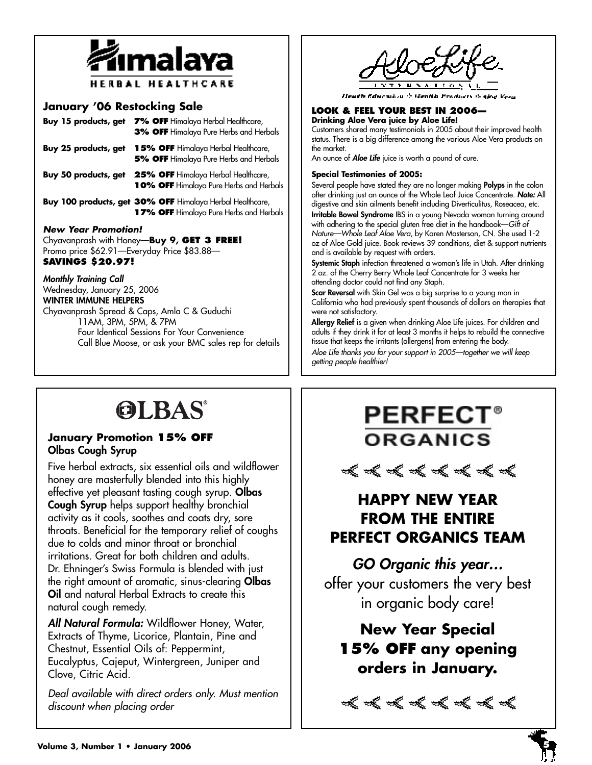# Himalaya

HERBAL HEALTHCARE

## January '06 Restocking Sale

**Buy 15 products, get** **7% OFF** Himalaya Herbal Healthcare, **3% OFF** Himalaya Pure Herbs and Herbals

**Buy 25 products, get** **15% OFF** Himalaya Herbal Healthcare, **5% OFF** Himalaya Pure Herbs and Herbals

**Buy 50 products, get** **25% OFF** Himalaya Herbal Healthcare, **10% OFF** Himalaya Pure Herbs and Herbals

**Buy 100 products, get** **30% OFF** Himalaya Herbal Healthcare, **17% OFF** Himalaya Pure Herbs and Herbals

***New Year Promotion!***

Chyavanprash with Honey—**Buy 9, GET 3 FREE!**
Promo price $62.91—Everyday Price $83.88—
**SAVINGS $20.97!**

***Monthly Training Call***

Wednesday, January 25, 2006
WINTER IMMUNE HELPERS
Chyavanprash Spread & Caps, Amla C & Guduchi
11AM, 3PM, 5PM, & 7PM
Four Identical Sessions For Your Convenience
Call Blue Moose, or ask your BMC sales rep for details

# AloeLife

INTERNATIONAL

Health Education & Health Products Using Aloe Vera

### LOOK & FEEL YOUR BEST IN 2006—

**Drinking Aloe Vera juice by Aloe Life!**

Customers shared many testimonials in 2005 about their improved health status. There is a big difference among the various Aloe Vera products on the market.

An ounce of ***Aloe Life*** juice is worth a pound of cure.

**Special Testimonies of 2005:**

Several people have stated they are no longer making **Polyps** in the colon after drinking just an ounce of the Whole Leaf Juice Concentrate. ***Note:*** All digestive and skin ailments benefit including Diverticulitus, Roseacea, etc.

**Irritable Bowel Syndrome** IBS in a young Nevada woman turning around with adhering to the special gluten free diet in the handbook—*Gift of Nature—Whole Leaf Aloe Vera*, by Karen Masterson, CN. She used 1-2 oz of Aloe Gold juice. Book reviews 39 conditions, diet & support nutrients and is available by request with orders.

**Systemic Staph** infection threatened a woman's life in Utah. After drinking 2 oz. of the Cherry Berry Whole Leaf Concentrate for 3 weeks her attending doctor could not find any Staph.

**Scar Reversal** with Skin Gel was a big surprise to a young man in California who had previously spent thousands of dollars on therapies that were not satisfactory.

**Allergy Relief** is a given when drinking Aloe Life juices. For children and adults if they drink it for at least 3 months it helps to rebuild the connective tissue that keeps the irritants (allergens) from entering the body.

*Aloe Life thanks you for your support in 2005—together we will keep getting people healthier!*

# OLBAS®

### January Promotion 15% OFF
**Olbas Cough Syrup**

Five herbal extracts, six essential oils and wildflower honey are masterfully blended into this highly effective yet pleasant tasting cough syrup. **Olbas Cough Syrup** helps support healthy bronchial activity as it cools, soothes and coats dry, sore throats. Beneficial for the temporary relief of coughs due to colds and minor throat or bronchial irritations. Great for both children and adults. Dr. Ehninger's Swiss Formula is blended with just the right amount of aromatic, sinus-clearing **Olbas Oil** and natural Herbal Extracts to create this natural cough remedy.

***All Natural Formula:*** Wildflower Honey, Water, Extracts of Thyme, Licorice, Plantain, Pine and Chestnut, Essential Oils of: Peppermint, Eucalyptus, Cajeput, Wintergreen, Juniper and Clove, Citric Acid.

*Deal available with direct orders only. Must mention discount when placing order*

# PERFECT® ORGANICS

## HAPPY NEW YEAR FROM THE ENTIRE PERFECT ORGANICS TEAM

*GO Organic this year…*

offer your customers the very best in organic body care!

**New Year Special**
**15% OFF any opening orders in January.**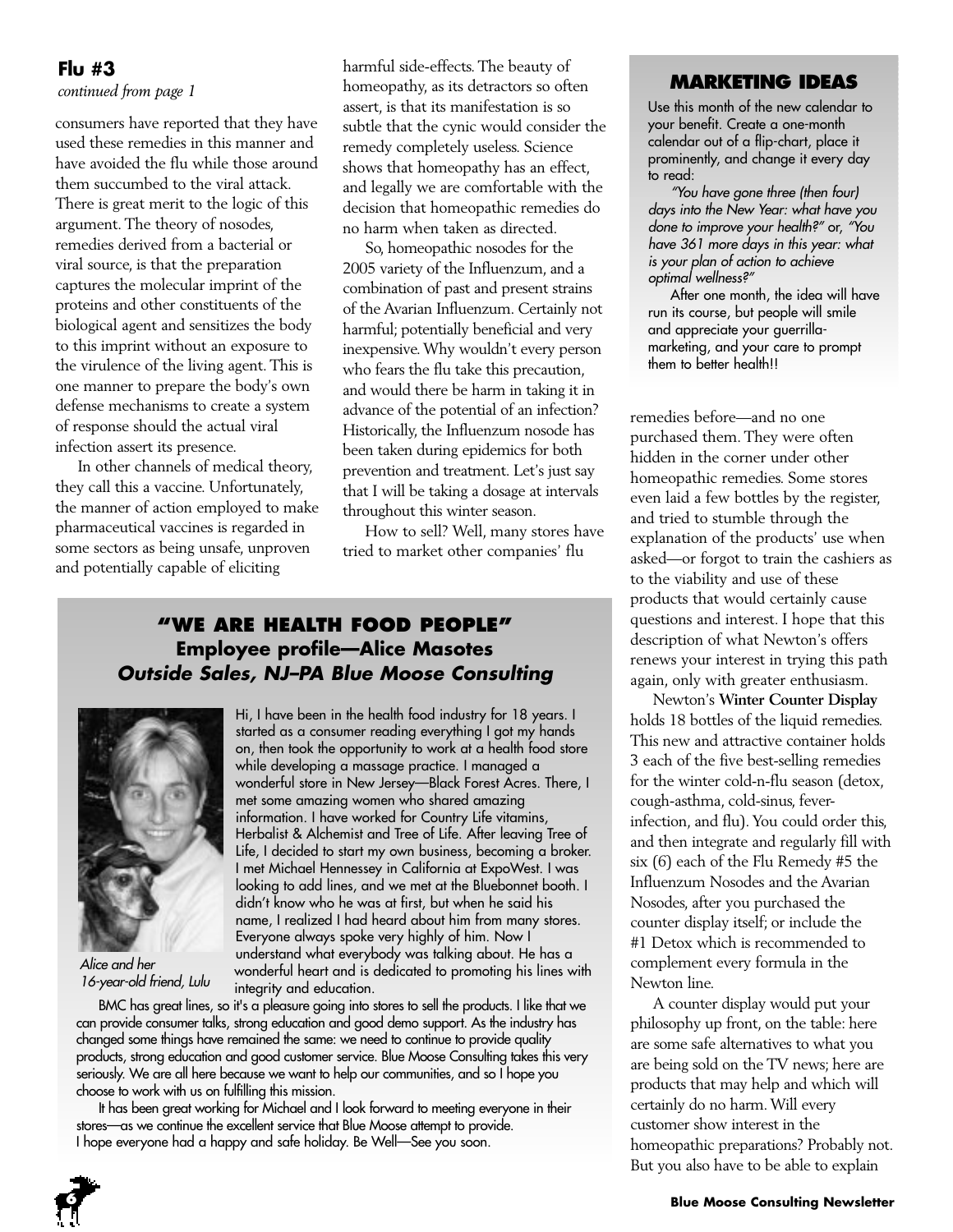## Flu #3

*continued from page 1*

consumers have reported that they have used these remedies in this manner and have avoided the flu while those around them succumbed to the viral attack. There is great merit to the logic of this argument. The theory of nosodes, remedies derived from a bacterial or viral source, is that the preparation captures the molecular imprint of the proteins and other constituents of the biological agent and sensitizes the body to this imprint without an exposure to the virulence of the living agent. This is one manner to prepare the body's own defense mechanisms to create a system of response should the actual viral infection assert its presence.

In other channels of medical theory, they call this a vaccine. Unfortunately, the manner of action employed to make pharmaceutical vaccines is regarded in some sectors as being unsafe, unproven and potentially capable of eliciting harmful side-effects. The beauty of homeopathy, as its detractors so often assert, is that its manifestation is so subtle that the cynic would consider the remedy completely useless. Science shows that homeopathy has an effect, and legally we are comfortable with the decision that homeopathic remedies do no harm when taken as directed.

So, homeopathic nosodes for the 2005 variety of the Influenzum, and a combination of past and present strains of the Avarian Influenzum. Certainly not harmful; potentially beneficial and very inexpensive. Why wouldn't every person who fears the flu take this precaution, and would there be harm in taking it in advance of the potential of an infection? Historically, the Influenzum nosode has been taken during epidemics for both prevention and treatment. Let's just say that I will be taking a dosage at intervals throughout this winter season.

How to sell? Well, many stores have tried to market other companies' flu remedies before—and no one purchased them. They were often hidden in the corner under other homeopathic remedies. Some stores even laid a few bottles by the register, and tried to stumble through the explanation of the products' use when asked—or forgot to train the cashiers as to the viability and use of these products that would certainly cause questions and interest. I hope that this description of what Newton's offers renews your interest in trying this path again, only with greater enthusiasm.

Newton's **Winter Counter Display** holds 18 bottles of the liquid remedies. This new and attractive container holds 3 each of the five best-selling remedies for the winter cold-n-flu season (detox, cough-asthma, cold-sinus, fever-infection, and flu). You could order this, and then integrate and regularly fill with six (6) each of the Flu Remedy #5 the Influenzum Nosodes and the Avarian Nosodes, after you purchased the counter display itself; or include the #1 Detox which is recommended to complement every formula in the Newton line.

A counter display would put your philosophy up front, on the table: here are some safe alternatives to what you are being sold on the TV news; here are products that may help and which will certainly do no harm. Will every customer show interest in the homeopathic preparations? Probably not. But you also have to be able to explain

## MARKETING IDEAS

Use this month of the new calendar to your benefit. Create a one-month calendar out of a flip-chart, place it prominently, and change it every day to read:

*"You have gone three (then four) days into the New Year: what have you done to improve your health?"* or, *"You have 361 more days in this year: what is your plan of action to achieve optimal wellness?"*

After one month, the idea will have run its course, but people will smile and appreciate your guerrilla-marketing, and your care to prompt them to better health!!

## "WE ARE HEALTH FOOD PEOPLE"
### Employee profile—Alice Masotes
### *Outside Sales, NJ–PA Blue Moose Consulting*

*Alice and her 16-year-old friend, Lulu*

Hi, I have been in the health food industry for 18 years. I started as a consumer reading everything I got my hands on, then took the opportunity to work at a health food store while developing a massage practice. I managed a wonderful store in New Jersey—Black Forest Acres. There, I met some amazing women who shared amazing information. I have worked for Country Life vitamins, Herbalist & Alchemist and Tree of Life. After leaving Tree of Life, I decided to start my own business, becoming a broker. I met Michael Hennessey in California at ExpoWest. I was looking to add lines, and we met at the Bluebonnet booth. I didn't know who he was at first, but when he said his name, I realized I had heard about him from many stores. Everyone always spoke very highly of him. Now I understand what everybody was talking about. He has a wonderful heart and is dedicated to promoting his lines with integrity and education.

BMC has great lines, so it's a pleasure going into stores to sell the products. I like that we can provide consumer talks, strong education and good demo support. As the industry has changed some things have remained the same: we need to continue to provide quality products, strong education and good customer service. Blue Moose Consulting takes this very seriously. We are all here because we want to help our communities, and so I hope you choose to work with us on fulfilling this mission.

It has been great working for Michael and I look forward to meeting everyone in their stores—as we continue the excellent service that Blue Moose attempt to provide. I hope everyone had a happy and safe holiday. Be Well—See you soon.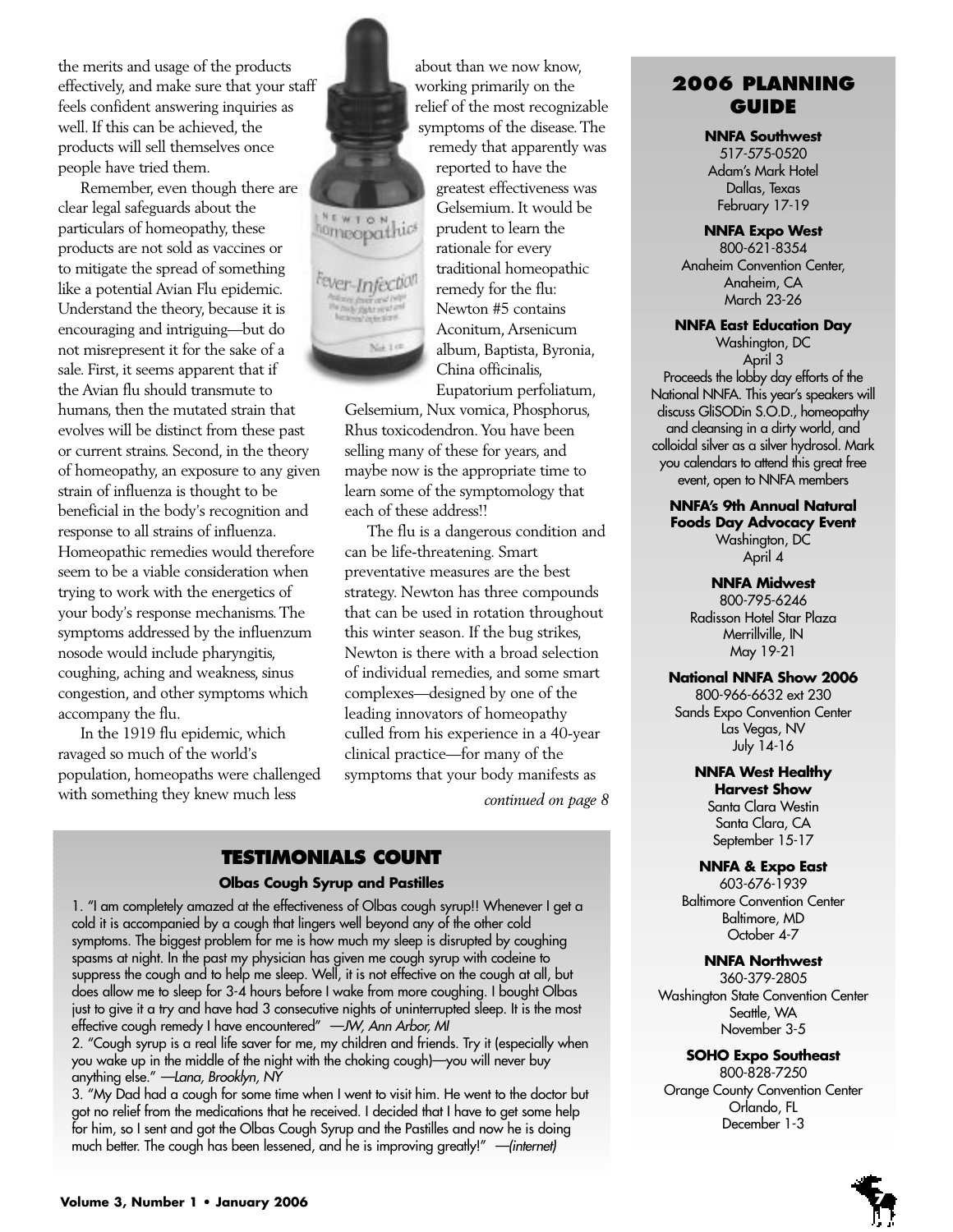the merits and usage of the products effectively, and make sure that your staff feels confident answering inquiries as well. If this can be achieved, the products will sell themselves once people have tried them.

Remember, even though there are clear legal safeguards about the particulars of homeopathy, these products are not sold as vaccines or to mitigate the spread of something like a potential Avian Flu epidemic. Understand the theory, because it is encouraging and intriguing—but do not misrepresent it for the sake of a sale. First, it seems apparent that if the Avian flu should transmute to humans, then the mutated strain that evolves will be distinct from these past or current strains. Second, in the theory of homeopathy, an exposure to any given strain of influenza is thought to be beneficial in the body's recognition and response to all strains of influenza. Homeopathic remedies would therefore seem to be a viable consideration when trying to work with the energetics of your body's response mechanisms. The symptoms addressed by the influenzum nosode would include pharyngitis, coughing, aching and weakness, sinus congestion, and other symptoms which accompany the flu.

In the 1919 flu epidemic, which ravaged so much of the world's population, homeopaths were challenged with something they knew much less about than we now know, working primarily on the relief of the most recognizable symptoms of the disease. The remedy that apparently was reported to have the greatest effectiveness was Gelsemium. It would be prudent to learn the rationale for every traditional homeopathic remedy for the flu: Newton #5 contains Aconitum, Arsenicum album, Baptista, Byronia, China officinalis, Eupatorium perfoliatum, Gelsemium, Nux vomica, Phosphorus, Rhus toxicodendron. You have been selling many of these for years, and maybe now is the appropriate time to learn some of the symptomology that each of these address!!

The flu is a dangerous condition and can be life-threatening. Smart preventative measures are the best strategy. Newton has three compounds that can be used in rotation throughout this winter season. If the bug strikes, Newton is there with a broad selection of individual remedies, and some smart complexes—designed by one of the leading innovators of homeopathy culled from his experience in a 40-year clinical practice—for many of the symptoms that your body manifests as

*continued on page 8*

## TESTIMONIALS COUNT

**Olbas Cough Syrup and Pastilles**

1. "I am completely amazed at the effectiveness of Olbas cough syrup!! Whenever I get a cold it is accompanied by a cough that lingers well beyond any of the other cold symptoms. The biggest problem for me is how much my sleep is disrupted by coughing spasms at night. In the past my physician has given me cough syrup with codeine to suppress the cough and to help me sleep. Well, it is not effective on the cough at all, but does allow me to sleep for 3-4 hours before I wake from more coughing. I bought Olbas just to give it a try and have had 3 consecutive nights of uninterrupted sleep. It is the most effective cough remedy I have encountered" *—JW, Ann Arbor, MI*

2. "Cough syrup is a real life saver for me, my children and friends. Try it (especially when you wake up in the middle of the night with the choking cough)—you will never buy anything else." *—Lana, Brooklyn, NY*

3. "My Dad had a cough for some time when I went to visit him. He went to the doctor but got no relief from the medications that he received. I decided that I have to get some help for him, so I sent and got the Olbas Cough Syrup and the Pastilles and now he is doing much better. The cough has been lessened, and he is improving greatly!" *—(internet)*

## 2006 PLANNING GUIDE

**NNFA Southwest**
517-575-0520
Adam's Mark Hotel
Dallas, Texas
February 17-19

**NNFA Expo West**
800-621-8354
Anaheim Convention Center,
Anaheim, CA
March 23-26

**NNFA East Education Day**
Washington, DC
April 3
Proceeds the lobby day efforts of the National NNFA. This year's speakers will discuss GliSODin S.O.D., homeopathy and cleansing in a dirty world, and colloidal silver as a silver hydrosol. Mark you calendars to attend this great free event, open to NNFA members

**NNFA's 9th Annual Natural Foods Day Advocacy Event**
Washington, DC
April 4

**NNFA Midwest**
800-795-6246
Radisson Hotel Star Plaza
Merrillville, IN
May 19-21

**National NNFA Show 2006**
800-966-6632 ext 230
Sands Expo Convention Center
Las Vegas, NV
July 14-16

**NNFA West Healthy Harvest Show**
Santa Clara Westin
Santa Clara, CA
September 15-17

**NNFA & Expo East**
603-676-1939
Baltimore Convention Center
Baltimore, MD
October 4-7

**NNFA Northwest**
360-379-2805
Washington State Convention Center
Seattle, WA
November 3-5

**SOHO Expo Southeast**
800-828-7250
Orange County Convention Center
Orlando, FL
December 1-3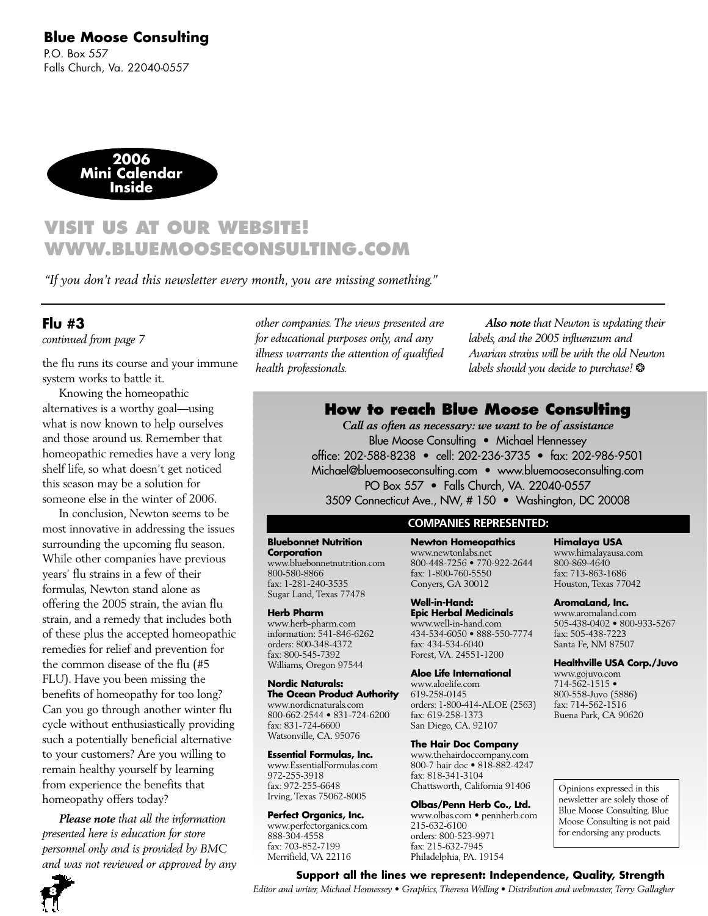**Blue Moose Consulting**
P.O. Box 557
Falls Church, Va. 22040-0557

**2006 Mini Calendar Inside**

## VISIT US AT OUR WEBSITE! WWW.BLUEMOOSECONSULTING.COM

*"If you don't read this newsletter every month, you are missing something."*

---

### Flu #3

*continued from page 7*

the flu runs its course and your immune system works to battle it.

Knowing the homeopathic alternatives is a worthy goal—using what is now known to help ourselves and those around us. Remember that homeopathic remedies have a very long shelf life, so what doesn't get noticed this season may be a solution for someone else in the winter of 2006.

In conclusion, Newton seems to be most innovative in addressing the issues surrounding the upcoming flu season. While other companies have previous years' flu strains in a few of their formulas, Newton stand alone as offering the 2005 strain, the avian flu strain, and a remedy that includes both of these plus the accepted homeopathic remedies for relief and prevention for the common disease of the flu (#5 FLU). Have you been missing the benefits of homeopathy for too long? Can you go through another winter flu cycle without enthusiastically providing such a potentially beneficial alternative to your customers? Are you willing to remain healthy yourself by learning from experience the benefits that homeopathy offers today?

***Please note** that all the information presented here is education for store personnel only and is provided by BMC and was not reviewed or approved by any other companies. The views presented are for educational purposes only, and any illness warrants the attention of qualified health professionals.*

***Also note** that Newton is updating their labels, and the 2005 influenzum and Avarian strains will be with the old Newton labels should you decide to purchase!* ❂

## How to reach Blue Moose Consulting

***Call as often as necessary: we want to be of assistance***

Blue Moose Consulting • Michael Hennessey
office: 202-588-8238 • cell: 202-236-3735 • fax: 202-986-9501
Michael@bluemooseconsulting.com • www.bluemooseconsulting.com
PO Box 557 • Falls Church, VA. 22040-0557
3509 Connecticut Ave., NW, # 150 • Washington, DC 20008

### COMPANIES REPRESENTED:

**Bluebonnet Nutrition Corporation**
www.bluebonnetnutrition.com
800-580-8866
fax: 1-281-240-3535
Sugar Land, Texas 77478

**Herb Pharm**
www.herb-pharm.com
information: 541-846-6262
orders: 800-348-4372
fax: 800-545-7392
Williams, Oregon 97544

**Nordic Naturals: The Ocean Product Authority**
www.nordicnaturals.com
800-662-2544 • 831-724-6200
fax: 831-724-6600
Watsonville, CA. 95076

**Essential Formulas, Inc.**
www.EssentialFormulas.com
972-255-3918
fax: 972-255-6648
Irving, Texas 75062-8005

**Perfect Organics, Inc.**
www.perfectorganics.com
888-304-4558
fax: 703-852-7199
Merrifield, VA 22116

**Newton Homeopathics**
www.newtonlabs.net
800-448-7256 • 770-922-2644
fax: 1-800-760-5550
Conyers, GA 30012

**Well-in-Hand: Epic Herbal Medicinals**
www.well-in-hand.com
434-534-6050 • 888-550-7774
fax: 434-534-6040
Forest, VA. 24551-1200

**Aloe Life International**
www.aloelife.com
619-258-0145
orders: 1-800-414-ALOE (2563)
fax: 619-258-1373
San Diego, CA. 92107

**The Hair Doc Company**
www.thehairdoccompany.com
800-7 hair doc • 818-882-4247
fax: 818-341-3104
Chattsworth, California 91406

**Olbas/Penn Herb Co., Ltd.**
www.olbas.com • pennherb.com
215-632-6100
orders: 800-523-9971
fax: 215-632-7945
Philadelphia, PA. 19154

**Himalaya USA**
www.himalayausa.com
800-869-4640
fax: 713-863-1686
Houston, Texas 77042

**AromaLand, Inc.**
www.aromaland.com
505-438-0402 • 800-933-5267
fax: 505-438-7223
Santa Fe, NM 87507

**Healthville USA Corp./Juvo**
www.gojuvo.com
714-562-1515 •
800-558-Juvo (5886)
fax: 714-562-1516
Buena Park, CA 90620

Opinions expressed in this newsletter are solely those of Blue Moose Consulting. Blue Moose Consulting is not paid for endorsing any products.

**Support all the lines we represent: Independence, Quality, Strength**

*Editor and writer, Michael Hennessey • Graphics, Theresa Welling • Distribution and webmaster, Terry Gallagher*